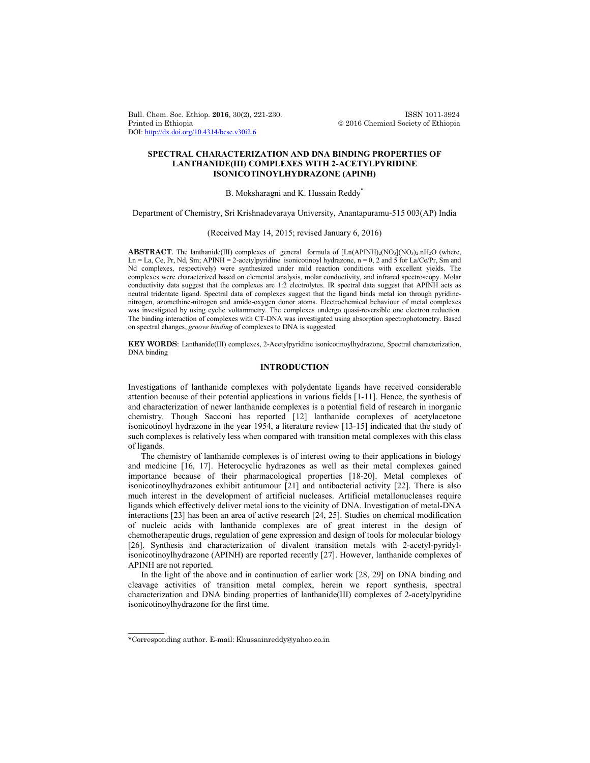# SPECTRAL CHARACTERIZATION AND DNA BINDING PROPERTIES OF LANTHANIDE(III) COMPLEXES WITH 2-ACETYLPYRIDINE ISONICOTINOYLHYDRAZONE (APINH)

B. Moksharagni and K. Hussain Reddy*

Department of Chemistry, Sri Krishnadevaraya University, Anantapuramu-515 003(AP) India

(Received May 14, 2015; revised January 6, 2016)

**ABSTRACT**. The lanthanide(III) complexes of general formula of $[Ln(APINH)_2(NO_3)](NO_3)_2.nH_2O$ (where, Ln = La, Ce, Pr, Nd, Sm; APINH = 2-acetylpyridine isonicotinoyl hydrazone, n = 0, 2 and 5 for La/Ce/Pr, Sm and Nd complexes, respectively) were synthesized under mild reaction conditions with excellent yields. The complexes were characterized based on elemental analysis, molar conductivity, and infrared spectroscopy. Molar conductivity data suggest that the complexes are 1:2 electrolytes. IR spectral data suggest that APINH acts as neutral tridentate ligand. Spectral data of complexes suggest that the ligand binds metal ion through pyridine-nitrogen, azomethine-nitrogen and amido-oxygen donor atoms. Electrochemical behaviour of metal complexes was investigated by using cyclic voltammetry. The complexes undergo quasi-reversible one electron reduction. The binding interaction of complexes with CT-DNA was investigated using absorption spectrophotometry. Based on spectral changes, *groove binding* of complexes to DNA is suggested.

**KEY WORDS**: Lanthanide(III) complexes, 2-Acetylpyridine isonicotinoylhydrazone, Spectral characterization, DNA binding

## INTRODUCTION

Investigations of lanthanide complexes with polydentate ligands have received considerable attention because of their potential applications in various fields [1-11]. Hence, the synthesis of and characterization of newer lanthanide complexes is a potential field of research in inorganic chemistry. Though Sacconi has reported [12] lanthanide complexes of acetylacetone isonicotinoyl hydrazone in the year 1954, a literature review [13-15] indicated that the study of such complexes is relatively less when compared with transition metal complexes with this class of ligands.

The chemistry of lanthanide complexes is of interest owing to their applications in biology and medicine [16, 17]. Heterocyclic hydrazones as well as their metal complexes gained importance because of their pharmacological properties [18-20]. Metal complexes of isonicotinoylhydrazones exhibit antitumour [21] and antibacterial activity [22]. There is also much interest in the development of artificial nucleases. Artificial metallonucleases require ligands which effectively deliver metal ions to the vicinity of DNA. Investigation of metal-DNA interactions [23] has been an area of active research [24, 25]. Studies on chemical modification of nucleic acids with lanthanide complexes are of great interest in the design of chemotherapeutic drugs, regulation of gene expression and design of tools for molecular biology [26]. Synthesis and characterization of divalent transition metals with 2-acetyl-pyridyl-isonicotinoylhydrazone (APINH) are reported recently [27]. However, lanthanide complexes of APINH are not reported.

In the light of the above and in continuation of earlier work [28, 29] on DNA binding and cleavage activities of transition metal complex, herein we report synthesis, spectral characterization and DNA binding properties of lanthanide(III) complexes of 2-acetylpyridine isonicotinoylhydrazone for the first time.

*Corresponding author. E-mail: Khussainreddy@yahoo.co.in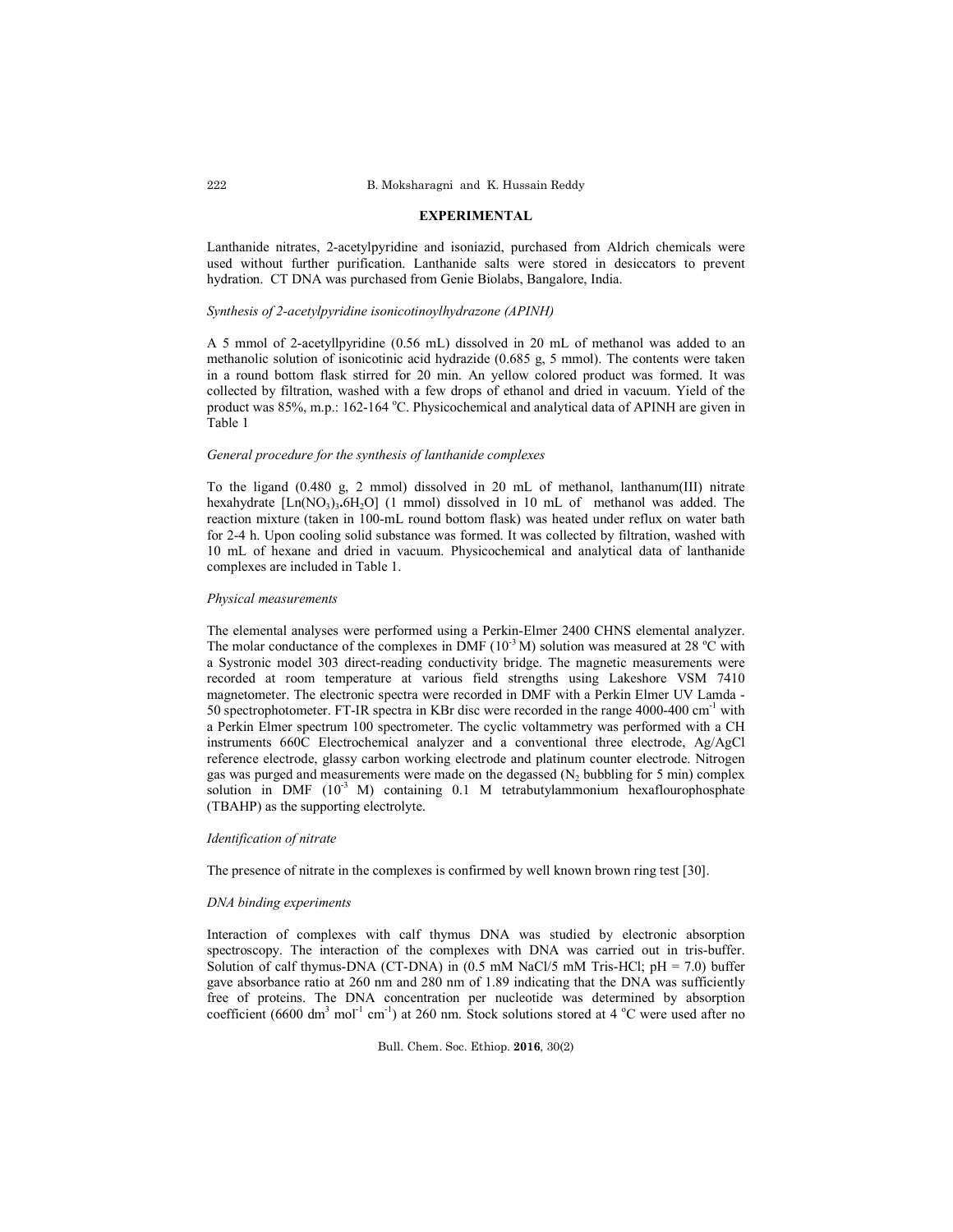## EXPERIMENTAL

Lanthanide nitrates, 2-acetylpyridine and isoniazid, purchased from Aldrich chemicals were used without further purification. Lanthanide salts were stored in desiccators to prevent hydration. CT DNA was purchased from Genie Biolabs, Bangalore, India.

### *Synthesis of 2-acetylpyridine isonicotinoylhydrazone (APINH)*

A 5 mmol of 2-acetyllpyridine (0.56 mL) dissolved in 20 mL of methanol was added to an methanolic solution of isonicotinic acid hydrazide (0.685 g, 5 mmol). The contents were taken in a round bottom flask stirred for 20 min. An yellow colored product was formed. It was collected by filtration, washed with a few drops of ethanol and dried in vacuum. Yield of the product was 85%, m.p.: 162-164 °C. Physicochemical and analytical data of APINH are given in Table 1

### *General procedure for the synthesis of lanthanide complexes*

To the ligand (0.480 g, 2 mmol) dissolved in 20 mL of methanol, lanthanum(III) nitrate hexahydrate [$Ln(NO_3)_3.6H_2O$] (1 mmol) dissolved in 10 mL of methanol was added. The reaction mixture (taken in 100-mL round bottom flask) was heated under reflux on water bath for 2-4 h. Upon cooling solid substance was formed. It was collected by filtration, washed with 10 mL of hexane and dried in vacuum. Physicochemical and analytical data of lanthanide complexes are included in Table 1.

### *Physical measurements*

The elemental analyses were performed using a Perkin-Elmer 2400 CHNS elemental analyzer. The molar conductance of the complexes in DMF ($10^{-3}$ M) solution was measured at 28 °C with a Systronic model 303 direct-reading conductivity bridge. The magnetic measurements were recorded at room temperature at various field strengths using Lakeshore VSM 7410 magnetometer. The electronic spectra were recorded in DMF with a Perkin Elmer UV Lamda - 50 spectrophotometer. FT-IR spectra in KBr disc were recorded in the range 4000-400 $cm^{-1}$ with a Perkin Elmer spectrum 100 spectrometer. The cyclic voltammetry was performed with a CH instruments 660C Electrochemical analyzer and a conventional three electrode, Ag/AgCl reference electrode, glassy carbon working electrode and platinum counter electrode. Nitrogen gas was purged and measurements were made on the degassed ($N_2$ bubbling for 5 min) complex solution in DMF ($10^{-3}$ M) containing 0.1 M tetrabutylammonium hexaflourophosphate (TBAHP) as the supporting electrolyte.

### *Identification of nitrate*

The presence of nitrate in the complexes is confirmed by well known brown ring test [30].

### *DNA binding experiments*

Interaction of complexes with calf thymus DNA was studied by electronic absorption spectroscopy. The interaction of the complexes with DNA was carried out in tris-buffer. Solution of calf thymus-DNA (CT-DNA) in (0.5 mM NaCl/5 mM Tris-HCl; pH = 7.0) buffer gave absorbance ratio at 260 nm and 280 nm of 1.89 indicating that the DNA was sufficiently free of proteins. The DNA concentration per nucleotide was determined by absorption coefficient (6600 $dm^3$ $mol^{-1}$ $cm^{-1}$) at 260 nm. Stock solutions stored at 4 °C were used after no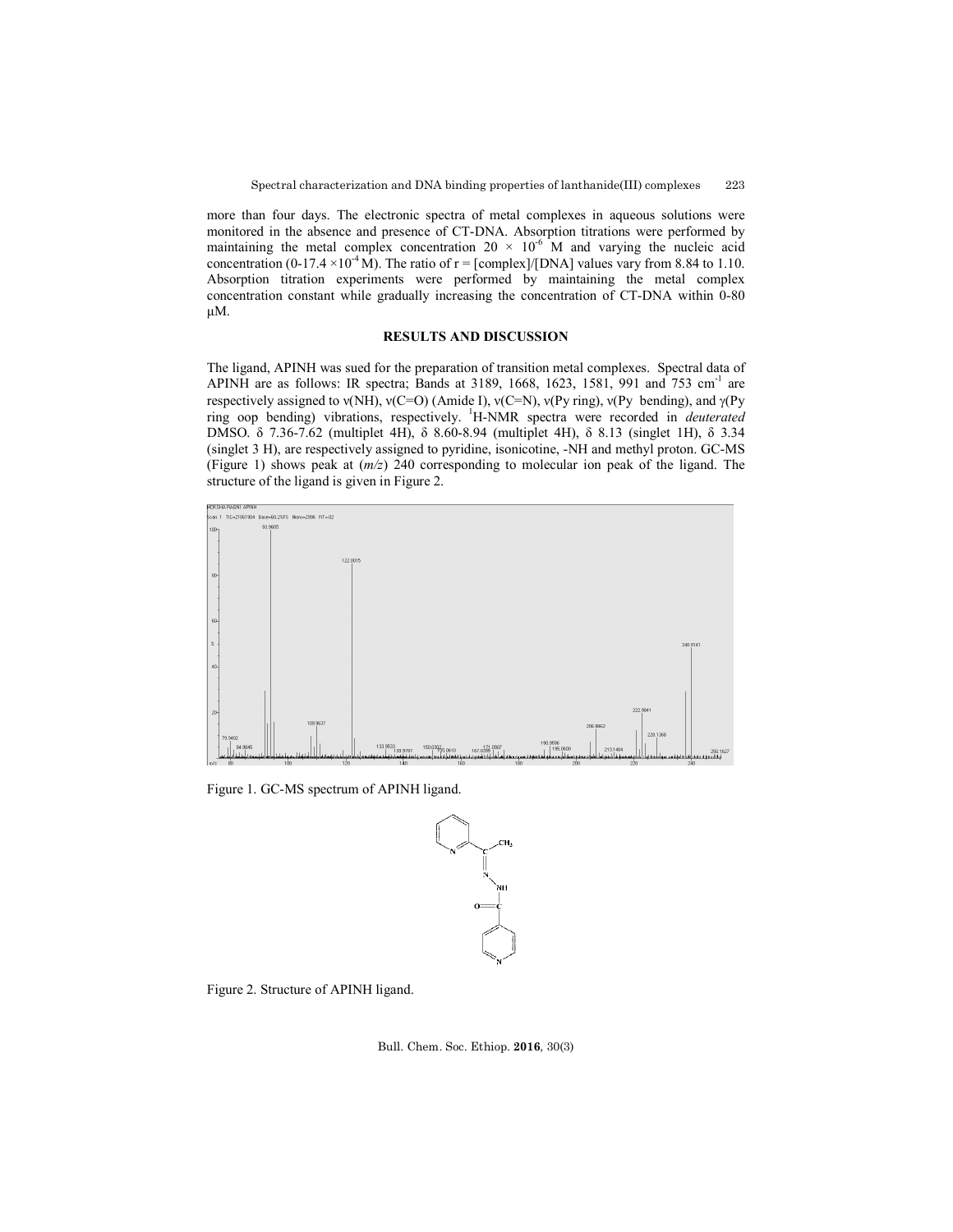more than four days. The electronic spectra of metal complexes in aqueous solutions were monitored in the absence and presence of CT-DNA. Absorption titrations were performed by maintaining the metal complex concentration $20 \times 10^{-6}$ M and varying the nucleic acid concentration ($0\text{-}17.4 \times 10^{-4}$ M). The ratio of r = [complex]/[DNA] values vary from 8.84 to 1.10. Absorption titration experiments were performed by maintaining the metal complex concentration constant while gradually increasing the concentration of CT-DNA within 0-80 μM.

## RESULTS AND DISCUSSION

The ligand, APINH was sued for the preparation of transition metal complexes. Spectral data of APINH are as follows: IR spectra; Bands at 3189, 1668, 1623, 1581, 991 and 753 $cm^{-1}$ are respectively assigned to ν(NH), ν(C=O) (Amide I), ν(C=N), ν(Py ring), ν(Py bending), and γ(Py ring oop bending) vibrations, respectively. $^{1}$H-NMR spectra were recorded in *deuterated* DMSO. δ 7.36-7.62 (multiplet 4H), δ 8.60-8.94 (multiplet 4H), δ 8.13 (singlet 1H), δ 3.34 (singlet 3 H), are respectively assigned to pyridine, isonicotine, -NH and methyl proton. GC-MS (Figure 1) shows peak at (*m/z*) 240 corresponding to molecular ion peak of the ligand. The structure of the ligand is given in Figure 2.

Figure 1. GC-MS spectrum of APINH ligand.

Figure 2. Structure of APINH ligand.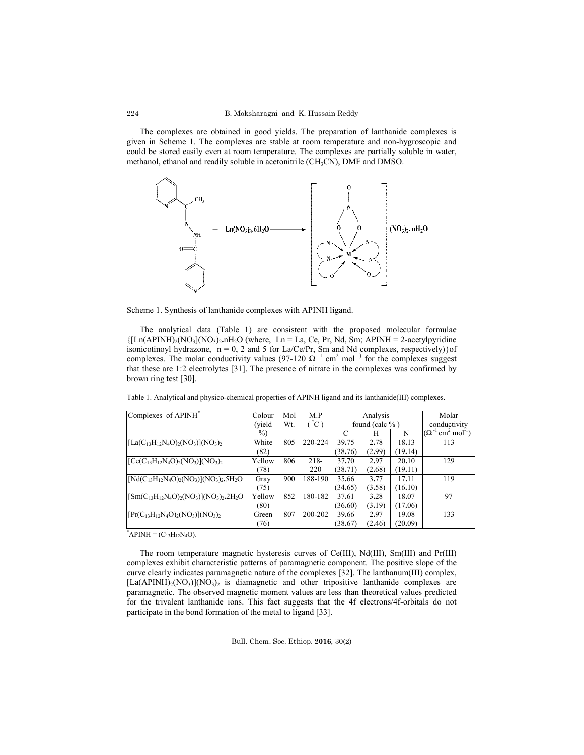The complexes are obtained in good yields. The preparation of lanthanide complexes is given in Scheme 1. The complexes are stable at room temperature and non-hygroscopic and could be stored easily even at room temperature. The complexes are partially soluble in water, methanol, ethanol and readily soluble in acetonitrile ($CH_3CN$), DMF and DMSO.

Scheme 1. Synthesis of lanthanide complexes with APINH ligand.

The analytical data (Table 1) are consistent with the proposed molecular formulae {$[Ln(APINH)_2(NO_3)](NO_3)_2.nH_2O$ (where, Ln = La, Ce, Pr, Nd, Sm; APINH = 2-acetylpyridine isonicotinoyl hydrazone, n = 0, 2 and 5 for La/Ce/Pr, Sm and Nd complexes, respectively)}of complexes. The molar conductivity values (97-120 $\Omega^{-1}$ $cm^2$ $mol^{-1}$) for the complexes suggest that these are 1:2 electrolytes [31]. The presence of nitrate in the complexes was confirmed by brown ring test [30].

Table 1. Analytical and physico-chemical properties of APINH ligand and its lanthanide(III) complexes.

| Complexes of APINH* | Colour (yield %) | Mol Wt. | M.P (°C) | Analysis found (calc %) | | | Molar conductivity ($\Omega^{-1}$ $cm^2$ $mol^{-1}$) |
|---|---|---|---|---|---|---|---|
| | | | | C | H | N | |
| $[La(C_{13}H_{12}N_4O)_2(NO_3)](NO_3)_2$ | White (82) | 805 | 220-224 | 39.75 (38.76) | 2.78 (2.99) | 18.13 (19.14) | 113 |
| $[Ce(C_{13}H_{12}N_4O)_2(NO_3)](NO_3)_2$ | Yellow (78) | 806 | 218-220 | 37.70 (38.71) | 2.97 (2.68) | 20.10 (19.11) | 129 |
| $[Nd(C_{13}H_{12}N_4O)_2(NO_3)](NO_3)_2.5H_2O$ | Gray (75) | 900 | 188-190 | 35.66 (34.65) | 3.77 (3.58) | 17.11 (16.10) | 119 |
| $[Sm(C_{13}H_{12}N_4O)_2(NO_3)](NO_3)_2.2H_2O$ | Yellow (80) | 852 | 180-182 | 37.61 (36.60) | 3.28 (3.19) | 18.07 (17.06) | 97 |
| $[Pr(C_{13}H_{12}N_4O)_2(NO_3)](NO_3)_2$ | Green (76) | 807 | 200-202 | 39.66 (38.67) | 2.97 (2.46) | 19.08 (20.09) | 133 |

*APINH = ($C_{13}H_{12}N_4O$).

The room temperature magnetic hysteresis curves of Ce(III), Nd(III), Sm(III) and Pr(III) complexes exhibit characteristic patterns of paramagnetic component. The positive slope of the curve clearly indicates paramagnetic nature of the complexes [32]. The lanthanum(III) complex, $[La(APINH)_2(NO_3)](NO_3)_2$ is diamagnetic and other tripositive lanthanide complexes are paramagnetic. The observed magnetic moment values are less than theoretical values predicted for the trivalent lanthanide ions. This fact suggests that the 4f electrons/4f-orbitals do not participate in the bond formation of the metal to ligand [33].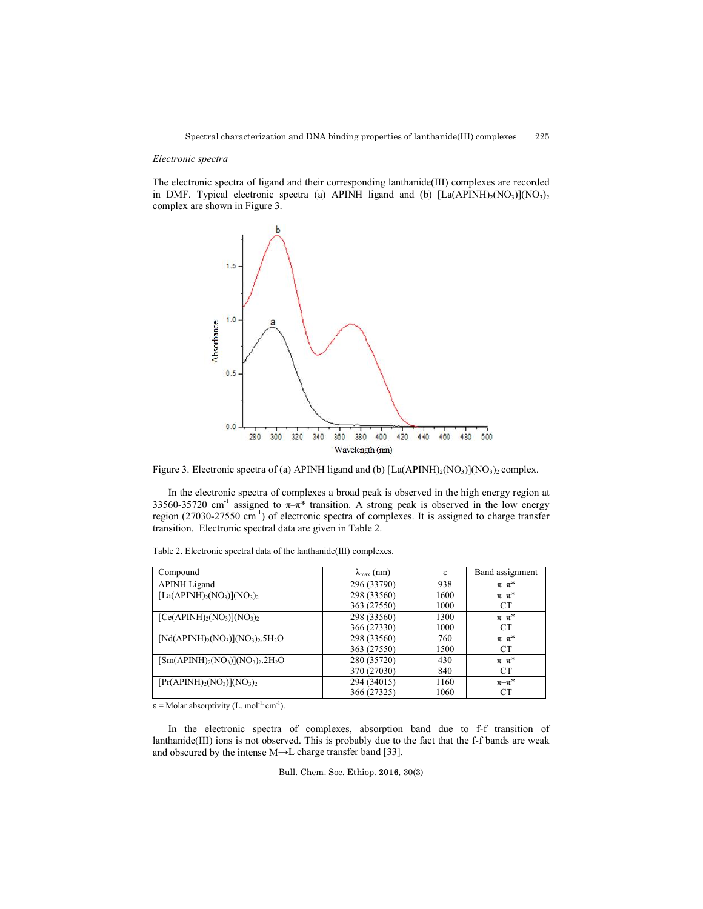*Electronic spectra*

The electronic spectra of ligand and their corresponding lanthanide(III) complexes are recorded in DMF. Typical electronic spectra (a) APINH ligand and (b) $[La(APINH)_2(NO_3)](NO_3)_2$ complex are shown in Figure 3.

Figure 3. Electronic spectra of (a) APINH ligand and (b) $[La(APINH)_2(NO_3)](NO_3)_2$ complex.

In the electronic spectra of complexes a broad peak is observed in the high energy region at 33560-35720 $cm^{-1}$ assigned to $\pi$–$\pi$* transition. A strong peak is observed in the low energy region (27030-27550 $cm^{-1}$) of electronic spectra of complexes. It is assigned to charge transfer transition. Electronic spectral data are given in Table 2.

Table 2. Electronic spectral data of the lanthanide(III) complexes.

| Compound | $\lambda_{max}$ (nm) | ε | Band assignment |
|---|---|---|---|
| APINH Ligand | 296 (33790) | 938 | $\pi$–$\pi$* |
| $[La(APINH)_2(NO_3)](NO_3)_2$ | 298 (33560) | 1600 | $\pi$–$\pi$* |
| | 363 (27550) | 1000 | CT |
| $[Ce(APINH)_2(NO_3)](NO_3)_2$ | 298 (33560) | 1300 | $\pi$–$\pi$* |
| | 366 (27330) | 1000 | CT |
| $[Nd(APINH)_2(NO_3)](NO_3)_2.5H_2O$ | 298 (33560) | 760 | $\pi$–$\pi$* |
| | 363 (27550) | 1500 | CT |
| $[Sm(APINH)_2(NO_3)](NO_3)_2.2H_2O$ | 280 (35720) | 430 | $\pi$–$\pi$* |
| | 370 (27030) | 840 | CT |
| $[Pr(APINH)_2(NO_3)](NO_3)_2$ | 294 (34015) | 1160 | $\pi$–$\pi$* |
| | 366 (27325) | 1060 | CT |

ε = Molar absorptivity (L. $mol^{-1}$ $cm^{-1}$).

In the electronic spectra of complexes, absorption band due to f-f transition of lanthanide(III) ions is not observed. This is probably due to the fact that the f-f bands are weak and obscured by the intense M→L charge transfer band [33].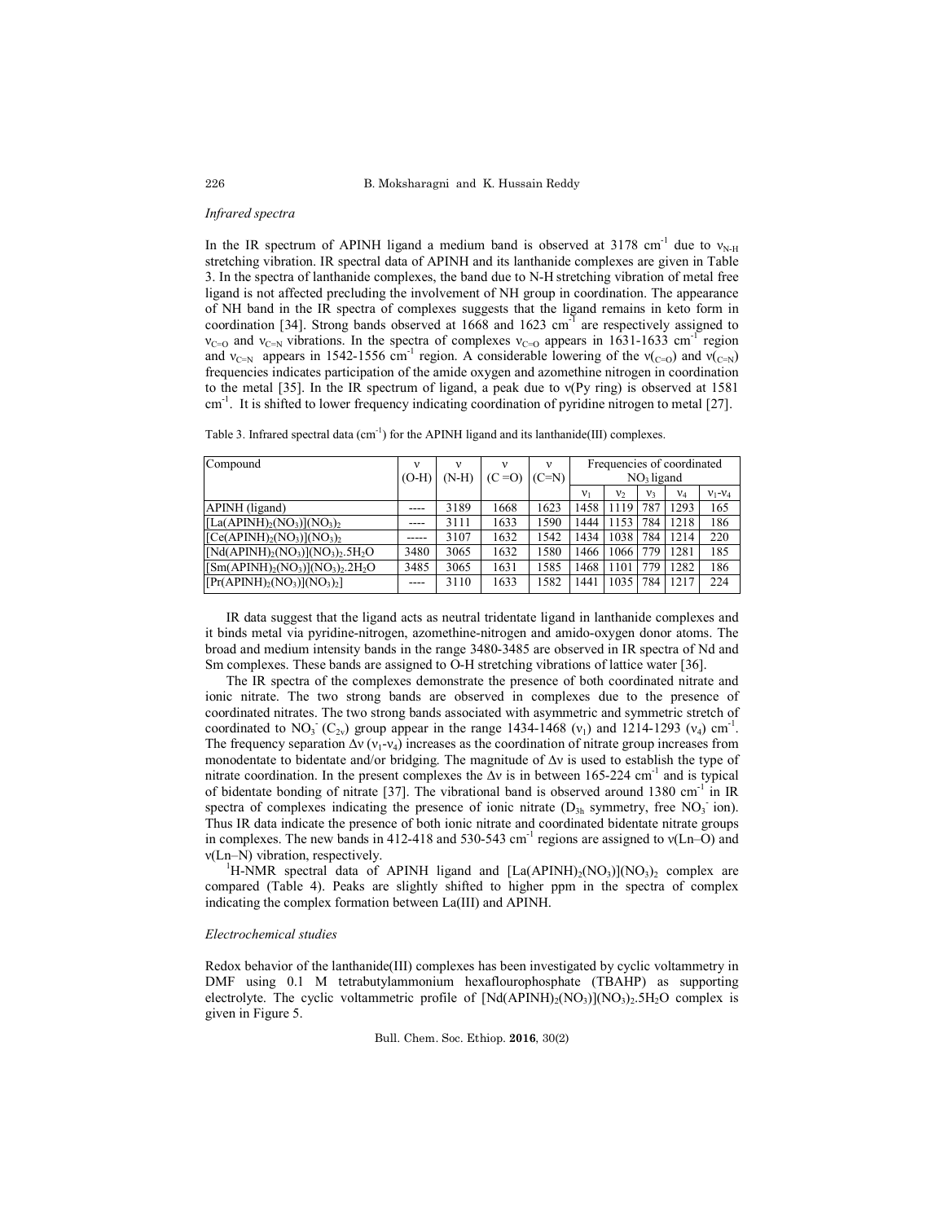### *Infrared spectra*

In the IR spectrum of APINH ligand a medium band is observed at 3178 $cm^{-1}$ due to $\nu_{N\text{-}H}$ stretching vibration. IR spectral data of APINH and its lanthanide complexes are given in Table 3. In the spectra of lanthanide complexes, the band due to N-H stretching vibration of metal free ligand is not affected precluding the involvement of NH group in coordination. The appearance of NH band in the IR spectra of complexes suggests that the ligand remains in keto form in coordination [34]. Strong bands observed at 1668 and 1623 $cm^{-1}$ are respectively assigned to $\nu_{C=O}$ and $\nu_{C=N}$ vibrations. In the spectra of complexes $\nu_{C=O}$ appears in 1631-1633 $cm^{-1}$ region and $\nu_{C=N}$ appears in 1542-1556 $cm^{-1}$ region. A considerable lowering of the $\nu_{(C=O)}$ and $\nu_{(C=N)}$ frequencies indicates participation of the amide oxygen and azomethine nitrogen in coordination to the metal [35]. In the IR spectrum of ligand, a peak due to ν(Py ring) is observed at 1581 $cm^{-1}$. It is shifted to lower frequency indicating coordination of pyridine nitrogen to metal [27].

Table 3. Infrared spectral data ($cm^{-1}$) for the APINH ligand and its lanthanide(III) complexes.

| Compound | ν (O-H) | ν (N-H) | ν (C =O) | ν (C=N) | Frequencies of coordinated $NO_3$ ligand | | | | |
|---|---|---|---|---|---|---|---|---|---|
| | | | | | $\nu_1$ | $\nu_2$ | $\nu_3$ | $\nu_4$ | $\nu_1$-$\nu_4$ |
| APINH (ligand) | ---- | 3189 | 1668 | 1623 | 1458 | 1119 | 787 | 1293 | 165 |
| $[La(APINH)_2(NO_3)](NO_3)_2$ | ---- | 3111 | 1633 | 1590 | 1444 | 1153 | 784 | 1218 | 186 |
| $[Ce(APINH)_2(NO_3)](NO_3)_2$ | ----- | 3107 | 1632 | 1542 | 1434 | 1038 | 784 | 1214 | 220 |
| $[Nd(APINH)_2(NO_3)](NO_3)_2.5H_2O$ | 3480 | 3065 | 1632 | 1580 | 1466 | 1066 | 779 | 1281 | 185 |
| $[Sm(APINH)_2(NO_3)](NO_3)_2.2H_2O$ | 3485 | 3065 | 1631 | 1585 | 1468 | 1101 | 779 | 1282 | 186 |
| $[Pr(APINH)_2(NO_3)](NO_3)_2]$ | ---- | 3110 | 1633 | 1582 | 1441 | 1035 | 784 | 1217 | 224 |

IR data suggest that the ligand acts as neutral tridentate ligand in lanthanide complexes and it binds metal via pyridine-nitrogen, azomethine-nitrogen and amido-oxygen donor atoms. The broad and medium intensity bands in the range 3480-3485 are observed in IR spectra of Nd and Sm complexes. These bands are assigned to O-H stretching vibrations of lattice water [36].

The IR spectra of the complexes demonstrate the presence of both coordinated nitrate and ionic nitrate. The two strong bands are observed in complexes due to the presence of coordinated nitrates. The two strong bands associated with asymmetric and symmetric stretch of coordinated to $NO_3^-$ ($C_{2v}$) group appear in the range 1434-1468 ($\nu_1$) and 1214-1293 ($\nu_4$) $cm^{-1}$. The frequency separation $\Delta\nu$ ($\nu_1$-$\nu_4$) increases as the coordination of nitrate group increases from monodentate to bidentate and/or bridging. The magnitude of $\Delta\nu$ is used to establish the type of nitrate coordination. In the present complexes the $\Delta\nu$ is in between 165-224 $cm^{-1}$ and is typical of bidentate bonding of nitrate [37]. The vibrational band is observed around 1380 $cm^{-1}$ in IR spectra of complexes indicating the presence of ionic nitrate ($D_{3h}$ symmetry, free $NO_3^-$ ion). Thus IR data indicate the presence of both ionic nitrate and coordinated bidentate nitrate groups in complexes. The new bands in 412-418 and 530-543 $cm^{-1}$ regions are assigned to ν(Ln–O) and ν(Ln–N) vibration, respectively.

$^1$H-NMR spectral data of APINH ligand and $[La(APINH)_2(NO_3)](NO_3)_2$ complex are compared (Table 4). Peaks are slightly shifted to higher ppm in the spectra of complex indicating the complex formation between La(III) and APINH.

### *Electrochemical studies*

Redox behavior of the lanthanide(III) complexes has been investigated by cyclic voltammetry in DMF using 0.1 M tetrabutylammonium hexaflourophosphate (TBAHP) as supporting electrolyte. The cyclic voltammetric profile of $[Nd(APINH)_2(NO_3)](NO_3)_2.5H_2O$ complex is given in Figure 5.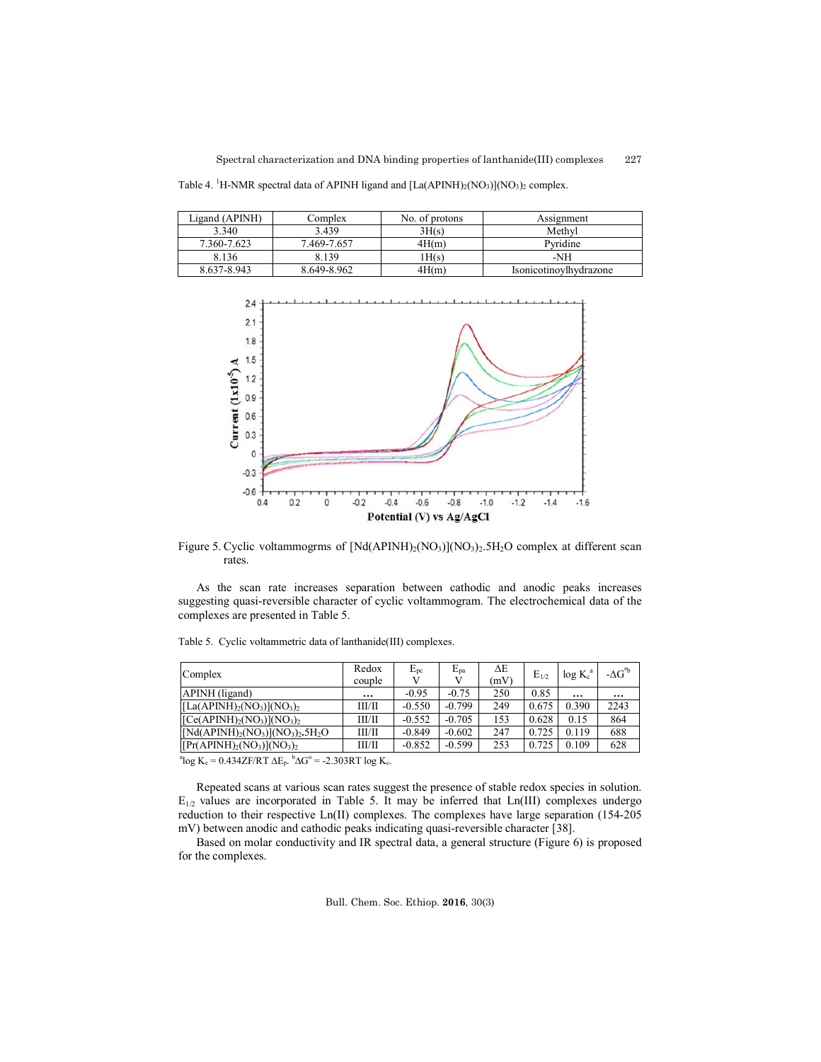Table 4. $^1$H-NMR spectral data of APINH ligand and $[La(APINH)_2(NO_3)](NO_3)_2$ complex.

| Ligand (APINH) | Complex | No. of protons | Assignment |
|---|---|---|---|
| 3.340 | 3.439 | 3H(s) | Methyl |
| 7.360-7.623 | 7.469-7.657 | 4H(m) | Pyridine |
| 8.136 | 8.139 | 1H(s) | -NH |
| 8.637-8.943 | 8.649-8.962 | 4H(m) | Isonicotinoylhydrazone |

Figure 5. Cyclic voltammogrms of $[Nd(APINH)_2(NO_3)](NO_3)_2.5H_2O$ complex at different scan rates.

As the scan rate increases separation between cathodic and anodic peaks increases suggesting quasi-reversible character of cyclic voltammogram. The electrochemical data of the complexes are presented in Table 5.

Table 5. Cyclic voltammetric data of lanthanide(III) complexes.

| Complex | Redox couple | $E_{pc}$ V | $E_{pa}$ V | ΔE (mV) | $E_{1/2}$ | log $K_c$[a] | -ΔG°[b] |
|---|---|---|---|---|---|---|---|
| APINH (ligand) | … | -0.95 | -0.75 | 250 | 0.85 | … | … |
| $[La(APINH)_2(NO_3)](NO_3)_2$ | III/II | -0.550 | -0.799 | 249 | 0.675 | 0.390 | 2243 |
| $[Ce(APINH)_2(NO_3)](NO_3)_2$ | III/II | -0.552 | -0.705 | 153 | 0.628 | 0.15 | 864 |
| $[Nd(APINH)_2(NO_3)](NO_3)_2.5H_2O$ | III/II | -0.849 | -0.602 | 247 | 0.725 | 0.119 | 688 |
| $[Pr(APINH)_2(NO_3)](NO_3)_2$ | III/II | -0.852 | -0.599 | 253 | 0.725 | 0.109 | 628 |

[a]log $K_c = 0.434ZF/RT\ \Delta E_p$. [b]$\Delta G^o = -2.303RT\ \log K_c$.

Repeated scans at various scan rates suggest the presence of stable redox species in solution. $E_{1/2}$ values are incorporated in Table 5. It may be inferred that Ln(III) complexes undergo reduction to their respective Ln(II) complexes. The complexes have large separation (154-205 mV) between anodic and cathodic peaks indicating quasi-reversible character [38].

Based on molar conductivity and IR spectral data, a general structure (Figure 6) is proposed for the complexes.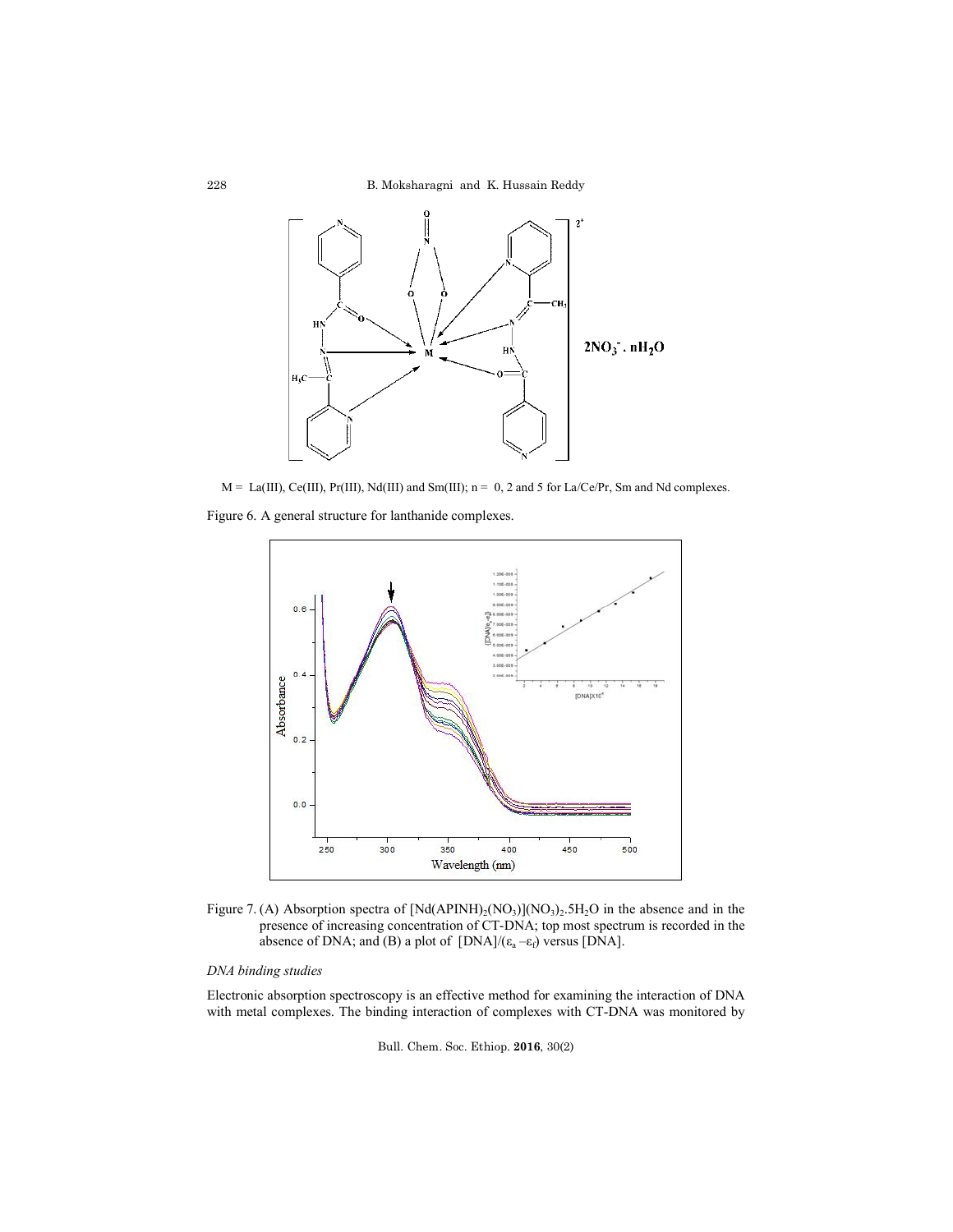M = La(III), Ce(III), Pr(III), Nd(III) and Sm(III); n = 0, 2 and 5 for La/Ce/Pr, Sm and Nd complexes.

Figure 6. A general structure for lanthanide complexes.

Figure 7. (A) Absorption spectra of $[Nd(APINH)_2(NO_3)](NO_3)_2.5H_2O$ in the absence and in the presence of increasing concentration of CT-DNA; top most spectrum is recorded in the absence of DNA; and (B) a plot of $[DNA]/(\varepsilon_a - \varepsilon_f)$ versus [DNA].

*DNA binding studies*

Electronic absorption spectroscopy is an effective method for examining the interaction of DNA with metal complexes. The binding interaction of complexes with CT-DNA was monitored by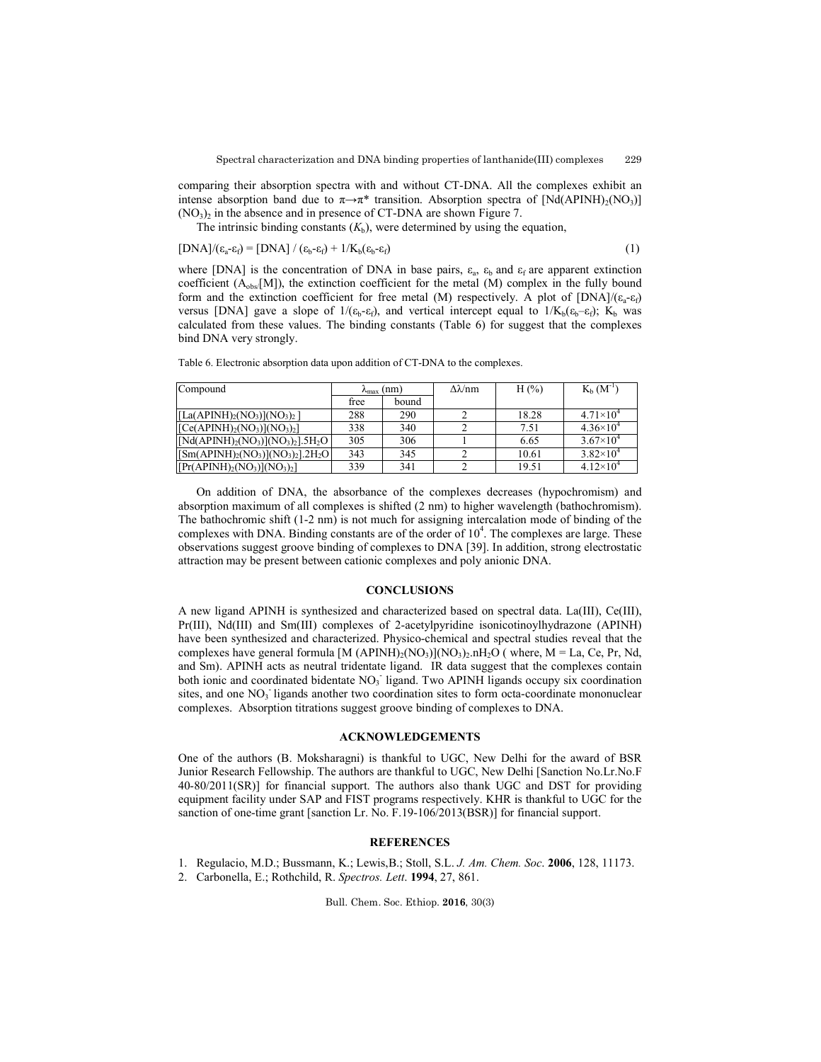comparing their absorption spectra with and without CT-DNA. All the complexes exhibit an intense absorption band due to $\pi \rightarrow \pi^*$ transition. Absorption spectra of $[Nd(APINH)_2(NO_3)](NO_3)_2$ in the absence and in presence of CT-DNA are shown Figure 7.

The intrinsic binding constants ($K_b$), were determined by using the equation,

$$[DNA]/(\varepsilon_a\text{-}\varepsilon_f) = [DNA] / (\varepsilon_b\text{-}\varepsilon_f) + 1/K_b(\varepsilon_b\text{-}\varepsilon_f) \quad (1)$$

where [DNA] is the concentration of DNA in base pairs, $\varepsilon_a$, $\varepsilon_b$ and $\varepsilon_f$ are apparent extinction coefficient ($A_{obs}$[M]), the extinction coefficient for the metal (M) complex in the fully bound form and the extinction coefficient for free metal (M) respectively. A plot of $[DNA]/(\varepsilon_a\text{-}\varepsilon_f)$ versus [DNA] gave a slope of $1/(\varepsilon_b\text{-}\varepsilon_f)$, and vertical intercept equal to $1/K_b(\varepsilon_b\text{–}\varepsilon_f)$; $K_b$ was calculated from these values. The binding constants (Table 6) for suggest that the complexes bind DNA very strongly.

Table 6. Electronic absorption data upon addition of CT-DNA to the complexes.

| Compound | $\lambda_{max}$ (nm) | | $\Delta\lambda$/nm | H (%) | $K_b$ ($M^{-1}$) |
|---|---|---|---|---|---|
| | free | bound | | | |
| $[La(APINH)_2(NO_3)](NO_3)_2$ | 288 | 290 | 2 | 18.28 | $4.71\times10^4$ |
| $[Ce(APINH)_2(NO_3)](NO_3)_2$ | 338 | 340 | 2 | 7.51 | $4.36\times10^4$ |
| $[Nd(APINH)_2(NO_3)](NO_3)_2].5H_2O$ | 305 | 306 | 1 | 6.65 | $3.67\times10^4$ |
| $[Sm(APINH)_2(NO_3)](NO_3)_2].2H_2O$ | 343 | 345 | 2 | 10.61 | $3.82\times10^4$ |
| $[Pr(APINH)_2(NO_3)](NO_3)_2]$ | 339 | 341 | 2 | 19.51 | $4.12\times10^4$ |

On addition of DNA, the absorbance of the complexes decreases (hypochromism) and absorption maximum of all complexes is shifted (2 nm) to higher wavelength (bathochromism). The bathochromic shift (1-2 nm) is not much for assigning intercalation mode of binding of the complexes with DNA. Binding constants are of the order of $10^4$. The complexes are large. These observations suggest groove binding of complexes to DNA [39]. In addition, strong electrostatic attraction may be present between cationic complexes and poly anionic DNA.

## CONCLUSIONS

A new ligand APINH is synthesized and characterized based on spectral data. La(III), Ce(III), Pr(III), Nd(III) and Sm(III) complexes of 2-acetylpyridine isonicotinoylhydrazone (APINH) have been synthesized and characterized. Physico-chemical and spectral studies reveal that the complexes have general formula $[M(APINH)_2(NO_3)](NO_3)_2.nH_2O$ ( where, M = La, Ce, Pr, Nd, and Sm). APINH acts as neutral tridentate ligand. IR data suggest that the complexes contain both ionic and coordinated bidentate $NO_3^-$ ligand. Two APINH ligands occupy six coordination sites, and one $NO_3^-$ ligands another two coordination sites to form octa-coordinate mononuclear complexes. Absorption titrations suggest groove binding of complexes to DNA.

## ACKNOWLEDGEMENTS

One of the authors (B. Moksharagni) is thankful to UGC, New Delhi for the award of BSR Junior Research Fellowship. The authors are thankful to UGC, New Delhi [Sanction No.Lr.No.F 40-80/2011(SR)] for financial support. The authors also thank UGC and DST for providing equipment facility under SAP and FIST programs respectively. KHR is thankful to UGC for the sanction of one-time grant [sanction Lr. No. F.19-106/2013(BSR)] for financial support.

## REFERENCES

1. Regulacio, M.D.; Bussmann, K.; Lewis,B.; Stoll, S.L. *J. Am. Chem. Soc*. **2006**, 128, 11173.
2. Carbonella, E.; Rothchild, R. *Spectros. Lett*. **1994**, 27, 861.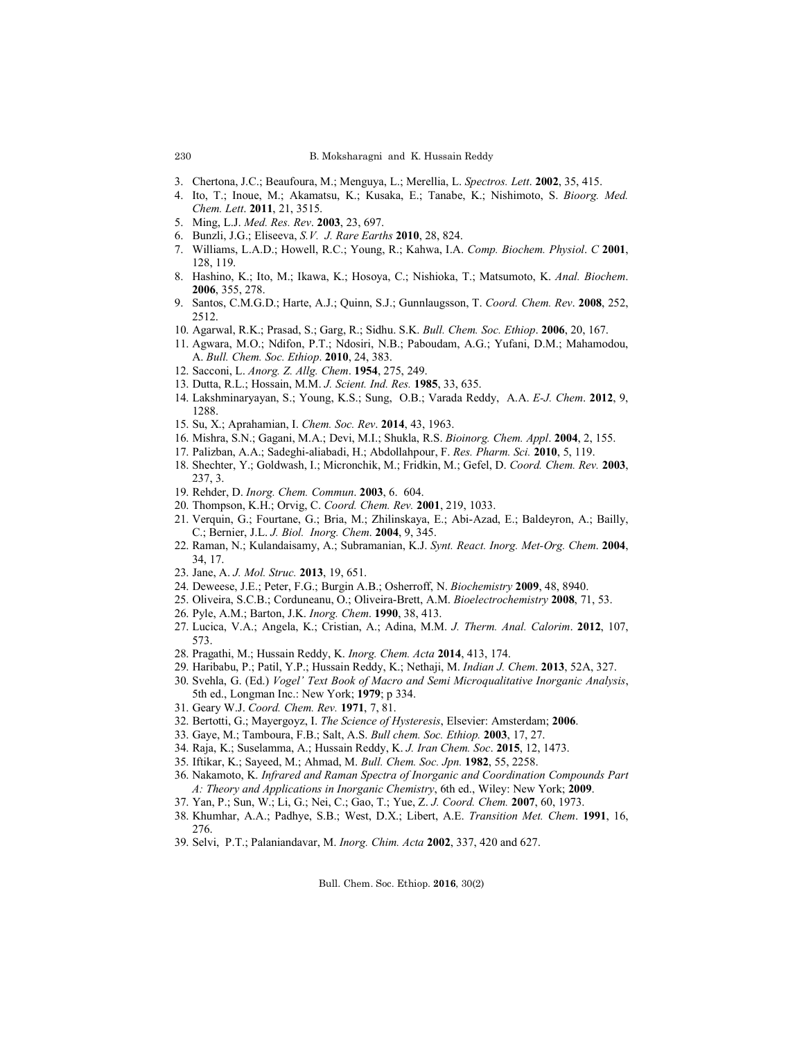3. Chertona, J.C.; Beaufoura, M.; Menguya, L.; Merellia, L. *Spectros. Lett*. **2002**, 35, 415.
4. Ito, T.; Inoue, M.; Akamatsu, K.; Kusaka, E.; Tanabe, K.; Nishimoto, S. *Bioorg. Med. Chem. Lett*. **2011**, 21, 3515.
5. Ming, L.J. *Med. Res. Rev*. **2003**, 23, 697.
6. Bunzli, J.G.; Eliseeva, *S.V. J. Rare Earths* **2010**, 28, 824.
7. Williams, L.A.D.; Howell, R.C.; Young, R.; Kahwa, I.A. *Comp. Biochem. Physiol*. *C* **2001**, 128, 119.
8. Hashino, K.; Ito, M.; Ikawa, K.; Hosoya, C.; Nishioka, T.; Matsumoto, K. *Anal. Biochem*. **2006**, 355, 278.
9. Santos, C.M.G.D.; Harte, A.J.; Quinn, S.J.; Gunnlaugsson, T. *Coord. Chem. Rev*. **2008**, 252, 2512.
10. Agarwal, R.K.; Prasad, S.; Garg, R.; Sidhu. S.K. *Bull. Chem. Soc. Ethiop*. **2006**, 20, 167.
11. Agwara, M.O.; Ndifon, P.T.; Ndosiri, N.B.; Paboudam, A.G.; Yufani, D.M.; Mahamodou, A. *Bull. Chem. Soc. Ethiop*. **2010**, 24, 383.
12. Sacconi, L. *Anorg. Z. Allg. Chem*. **1954**, 275, 249.
13. Dutta, R.L.; Hossain, M.M. *J. Scient. Ind. Res.* **1985**, 33, 635.
14. Lakshminaryayan, S.; Young, K.S.; Sung, O.B.; Varada Reddy, A.A. *E-J. Chem*. **2012**, 9, 1288.
15. Su, X.; Aprahamian, I. *Chem. Soc. Rev*. **2014**, 43, 1963.
16. Mishra, S.N.; Gagani, M.A.; Devi, M.I.; Shukla, R.S. *Bioinorg. Chem. Appl*. **2004**, 2, 155.
17. Palizban, A.A.; Sadeghi-aliabadi, H.; Abdollahpour, F. *Res. Pharm. Sci.* **2010**, 5, 119.
18. Shechter, Y.; Goldwash, I.; Micronchik, M.; Fridkin, M.; Gefel, D. *Coord. Chem. Rev.* **2003**, 237, 3.
19. Rehder, D. *Inorg. Chem. Commun*. **2003**, 6. 604.
20. Thompson, K.H.; Orvig, C. *Coord. Chem. Rev.* **2001**, 219, 1033.
21. Verquin, G.; Fourtane, G.; Bria, M.; Zhilinskaya, E.; Abi-Azad, E.; Baldeyron, A.; Bailly, C.; Bernier, J.L. *J. Biol. Inorg. Chem*. **2004**, 9, 345.
22. Raman, N.; Kulandaisamy, A.; Subramanian, K.J. *Synt. React. Inorg. Met-Org. Chem*. **2004**, 34, 17.
23. Jane, A. *J. Mol. Struc.* **2013**, 19, 651.
24. Deweese, J.E.; Peter, F.G.; Burgin A.B.; Osherroff, N. *Biochemistry* **2009**, 48, 8940.
25. Oliveira, S.C.B.; Corduneanu, O.; Oliveira-Brett, A.M. *Bioelectrochemistry* **2008**, 71, 53.
26. Pyle, A.M.; Barton, J.K. *Inorg. Chem*. **1990**, 38, 413.
27. Lucica, V.A.; Angela, K.; Cristian, A.; Adina, M.M. *J. Therm. Anal. Calorim*. **2012**, 107, 573.
28. Pragathi, M.; Hussain Reddy, K. *Inorg. Chem. Acta* **2014**, 413, 174.
29. Haribabu, P.; Patil, Y.P.; Hussain Reddy, K.; Nethaji, M. *Indian J. Chem*. **2013**, 52A, 327.
30. Svehla, G. (Ed.) *Vogel' Text Book of Macro and Semi Microqualitative Inorganic Analysis*, 5th ed., Longman Inc.: New York; **1979**; p 334.
31. Geary W.J. *Coord. Chem. Rev.* **1971**, 7, 81.
32. Bertotti, G.; Mayergoyz, I. *The Science of Hysteresis*, Elsevier: Amsterdam; **2006**.
33. Gaye, M.; Tamboura, F.B.; Salt, A.S. *Bull chem. Soc. Ethiop.* **2003**, 17, 27.
34. Raja, K.; Suselamma, A.; Hussain Reddy, K. *J. Iran Chem. Soc*. **2015**, 12, 1473.
35. Iftikar, K.; Sayeed, M.; Ahmad, M. *Bull. Chem. Soc. Jpn.* **1982**, 55, 2258.
36. Nakamoto, K. *Infrared and Raman Spectra of Inorganic and Coordination Compounds Part A: Theory and Applications in Inorganic Chemistry*, 6th ed., Wiley: New York; **2009**.
37. Yan, P.; Sun, W.; Li, G.; Nei, C.; Gao, T.; Yue, Z. *J. Coord. Chem.* **2007**, 60, 1973.
38. Khumhar, A.A.; Padhye, S.B.; West, D.X.; Libert, A.E. *Transition Met. Chem*. **1991**, 16, 276.
39. Selvi, P.T.; Palaniandavar, M. *Inorg. Chim. Acta* **2002**, 337, 420 and 627.